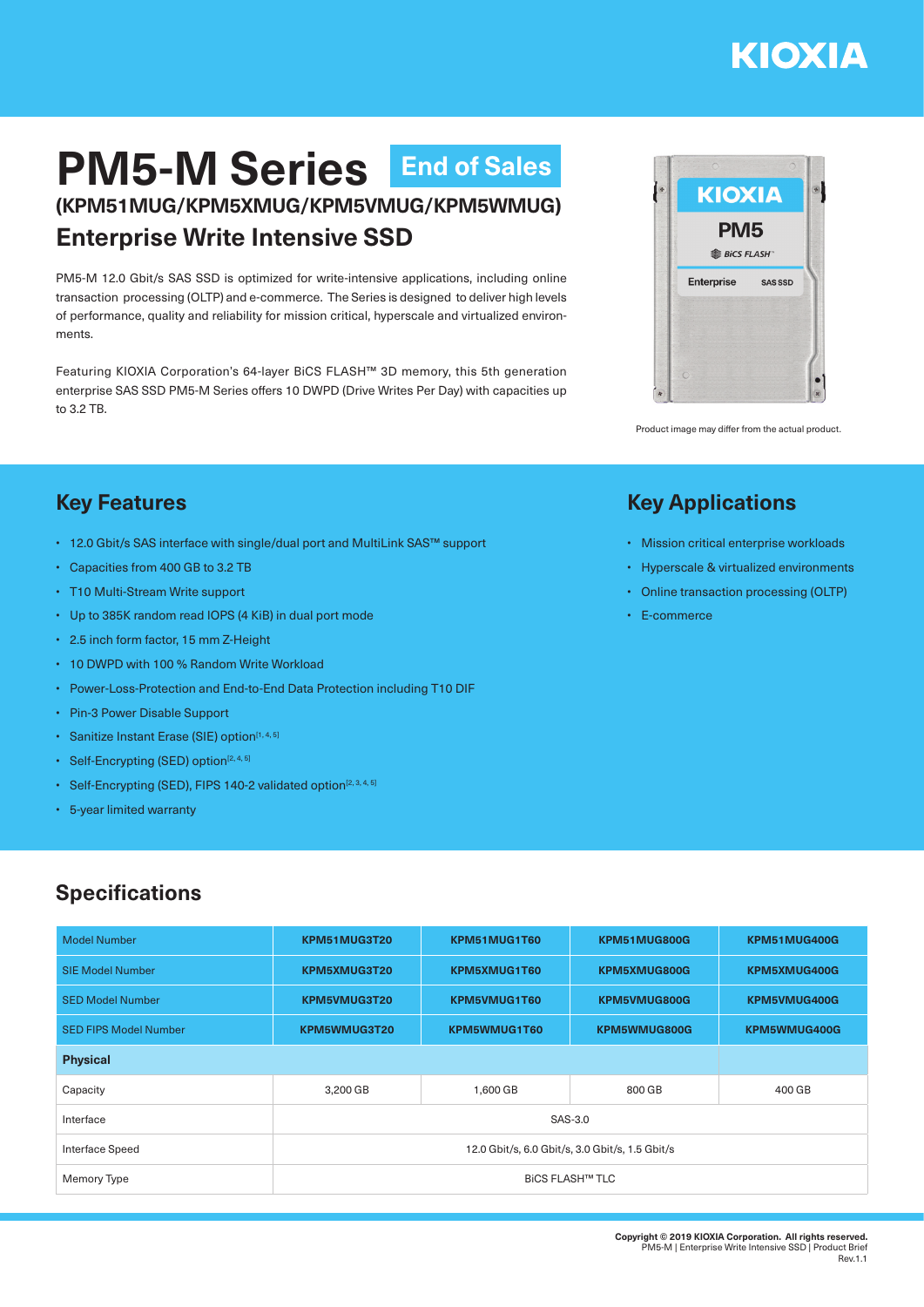# PM5-M Series End of Sales

## (KPM51MUG/KPM5XMUG/KPM5VMUG/KPM5WMUG)

## Enterprise Write Intensive SSD

PM5-M 12.0 Gbit/s SAS SSD is optimized for write-intensive applications, including online transaction processing (OLTP) and e-commerce. The Series is designed to deliver high levels of performance, quality and reliability for mission critical, hyperscale and virtualized environments.

Featuring KIOXIA Corporation's 64-layer BiCS FLASH™ 3D memory, this 5th generation enterprise SAS SSD PM5-M Series offers 10 DWPD (Drive Writes Per Day) with capacities up to 3.2 TB.

Product image may differ from the actual product.

## Key Features

- 12.0 Gbit/s SAS interface with single/dual port and MultiLink SAS™ support
- Capacities from 400 GB to 3.2 TB
- T10 Multi-Stream Write support
- Up to 385K random read IOPS (4 KiB) in dual port mode
- 2.5 inch form factor, 15 mm Z-Height
- 10 DWPD with 100 % Random Write Workload
- Power-Loss-Protection and End-to-End Data Protection including T10 DIF
- Pin-3 Power Disable Support
- Sanitize Instant Erase (SIE) option[1, 4, 5]
- Self-Encrypting (SED) option[2, 4, 5]
- Self-Encrypting (SED), FIPS 140-2 validated option[2, 3, 4, 5]
- 5-year limited warranty

## Key Applications

- Mission critical enterprise workloads
- Hyperscale & virtualized environments
- Online transaction processing (OLTP)
- E-commerce

## Specifications

| Model Number | KPM51MUG3T20 | KPM51MUG1T60 | KPM51MUG800G | KPM51MUG400G |
|---|---|---|---|---|
| SIE Model Number | KPM5XMUG3T20 | KPM5XMUG1T60 | KPM5XMUG800G | KPM5XMUG400G |
| SED Model Number | KPM5VMUG3T20 | KPM5VMUG1T60 | KPM5VMUG800G | KPM5VMUG400G |
| SED FIPS Model Number | KPM5WMUG3T20 | KPM5WMUG1T60 | KPM5WMUG800G | KPM5WMUG400G |
| **Physical** | | | | |
| Capacity | 3,200 GB | 1,600 GB | 800 GB | 400 GB |
| Interface | SAS-3.0 | | | |
| Interface Speed | 12.0 Gbit/s, 6.0 Gbit/s, 3.0 Gbit/s, 1.5 Gbit/s | | | |
| Memory Type | BiCS FLASH™ TLC | | | |

**Copyright © 2019 KIOXIA Corporation. All rights reserved.**
PM5-M | Enterprise Write Intensive SSD | Product Brief
Rev.1.1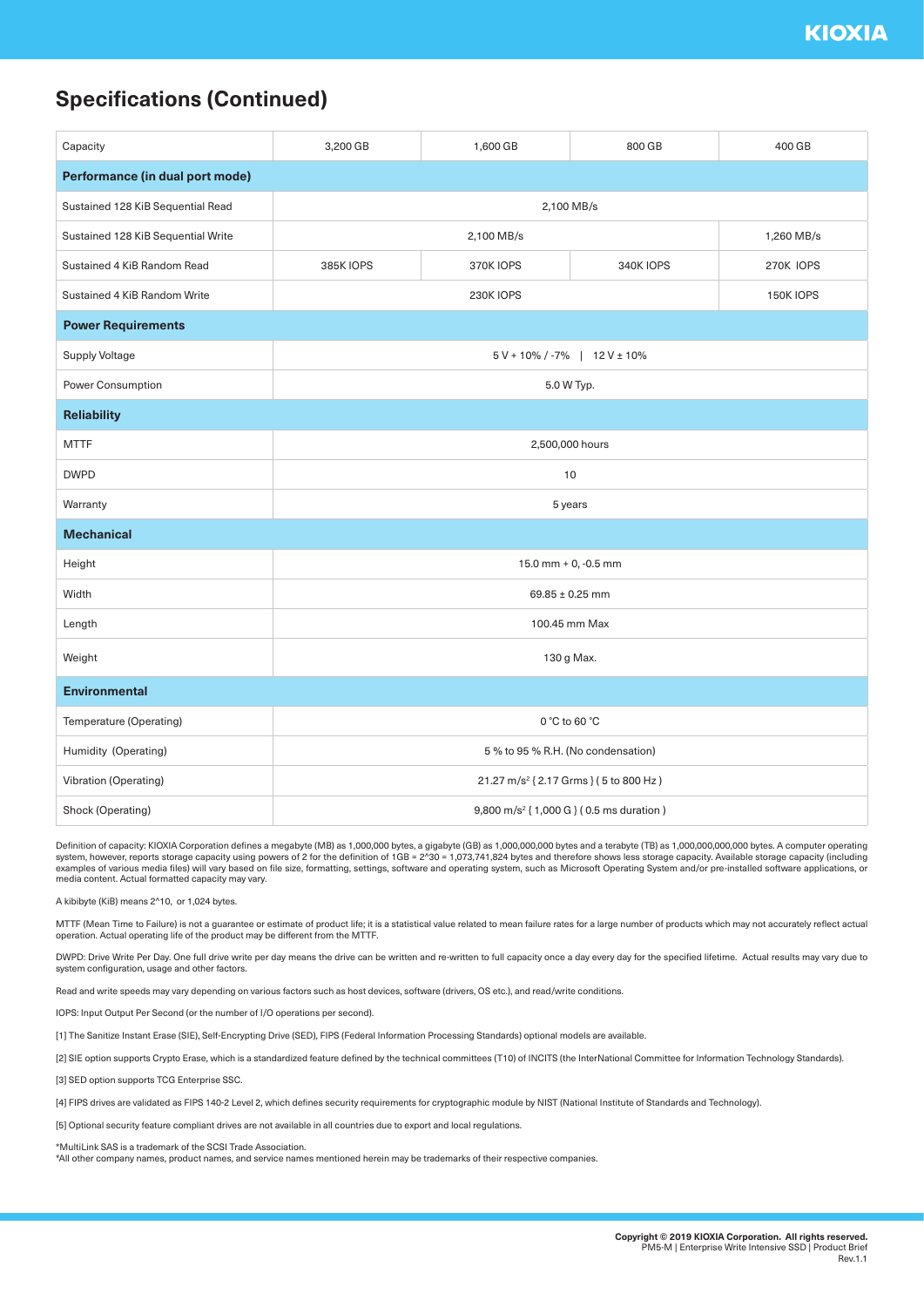## Specifications (Continued)

| Capacity | 3,200 GB | 1,600 GB | 800 GB | 400 GB |
|---|---|---|---|---|
| **Performance (in dual port mode)** | | | | |
| Sustained 128 KiB Sequential Read | 2,100 MB/s | | | |
| Sustained 128 KiB Sequential Write | 2,100 MB/s | | | 1,260 MB/s |
| Sustained 4 KiB Random Read | 385K IOPS | 370K IOPS | 340K IOPS | 270K IOPS |
| Sustained 4 KiB Random Write | 230K IOPS | | | 150K IOPS |
| **Power Requirements** | | | | |
| Supply Voltage | 5 V + 10% / -7% \| 12 V ± 10% | | | |
| Power Consumption | 5.0 W Typ. | | | |
| **Reliability** | | | | |
| MTTF | 2,500,000 hours | | | |
| DWPD | 10 | | | |
| Warranty | 5 years | | | |
| **Mechanical** | | | | |
| Height | 15.0 mm + 0, -0.5 mm | | | |
| Width | 69.85 ± 0.25 mm | | | |
| Length | 100.45 mm Max | | | |
| Weight | 130 g Max. | | | |
| **Environmental** | | | | |
| Temperature (Operating) | 0 °C to 60 °C | | | |
| Humidity (Operating) | 5 % to 95 % R.H. (No condensation) | | | |
| Vibration (Operating) | 21.27 $m/s^2$ { 2.17 Grms } ( 5 to 800 Hz ) | | | |
| Shock (Operating) | 9,800 $m/s^2$ { 1,000 G } ( 0.5 ms duration ) | | | |

Definition of capacity: KIOXIA Corporation defines a megabyte (MB) as 1,000,000 bytes, a gigabyte (GB) as 1,000,000,000 bytes and a terabyte (TB) as 1,000,000,000,000 bytes. A computer operating system, however, reports storage capacity using powers of 2 for the definition of 1GB = 2^30 = 1,073,741,824 bytes and therefore shows less storage capacity. Available storage capacity (including examples of various media files) will vary based on file size, formatting, settings, software and operating system, such as Microsoft Operating System and/or pre-installed software applications, or media content. Actual formatted capacity may vary.

A kibibyte (KiB) means 2^10, or 1,024 bytes.

MTTF (Mean Time to Failure) is not a guarantee or estimate of product life; it is a statistical value related to mean failure rates for a large number of products which may not accurately reflect actual operation. Actual operating life of the product may be different from the MTTF.

DWPD: Drive Write Per Day. One full drive write per day means the drive can be written and re-written to full capacity once a day every day for the specified lifetime. Actual results may vary due to system configuration, usage and other factors.

Read and write speeds may vary depending on various factors such as host devices, software (drivers, OS etc.), and read/write conditions.

IOPS: Input Output Per Second (or the number of I/O operations per second).

[1] The Sanitize Instant Erase (SIE), Self-Encrypting Drive (SED), FIPS (Federal Information Processing Standards) optional models are available.

[2] SIE option supports Crypto Erase, which is a standardized feature defined by the technical committees (T10) of INCITS (the InterNational Committee for Information Technology Standards).

[3] SED option supports TCG Enterprise SSC.

[4] FIPS drives are validated as FIPS 140-2 Level 2, which defines security requirements for cryptographic module by NIST (National Institute of Standards and Technology).

[5] Optional security feature compliant drives are not available in all countries due to export and local regulations.

*MultiLink SAS is a trademark of the SCSI Trade Association.
*All other company names, product names, and service names mentioned herein may be trademarks of their respective companies.

**Copyright © 2019 KIOXIA Corporation. All rights reserved.**
PM5-M | Enterprise Write Intensive SSD | Product Brief
Rev.1.1